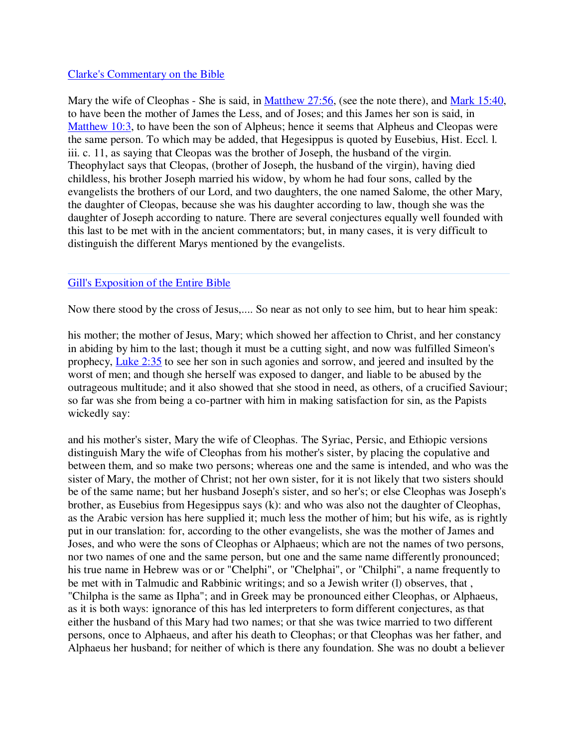[Clarke's Commentary on the Bible]

Mary the wife of Cleophas - She is said, in [Matthew 27:56], (see the note there), and [Mark 15:40], to have been the mother of James the Less, and of Joses; and this James her son is said, in [Matthew 10:3], to have been the son of Alpheus; hence it seems that Alpheus and Cleopas were the same person. To which may be added, that Hegesippus is quoted by Eusebius, Hist. Eccl. l. iii. c. 11, as saying that Cleopas was the brother of Joseph, the husband of the virgin. Theophylact says that Cleopas, (brother of Joseph, the husband of the virgin), having died childless, his brother Joseph married his widow, by whom he had four sons, called by the evangelists the brothers of our Lord, and two daughters, the one named Salome, the other Mary, the daughter of Cleopas, because she was his daughter according to law, though she was the daughter of Joseph according to nature. There are several conjectures equally well founded with this last to be met with in the ancient commentators; but, in many cases, it is very difficult to distinguish the different Marys mentioned by the evangelists.

---

[Gill's Exposition of the Entire Bible]

Now there stood by the cross of Jesus,.... So near as not only to see him, but to hear him speak:

his mother; the mother of Jesus, Mary; which showed her affection to Christ, and her constancy in abiding by him to the last; though it must be a cutting sight, and now was fulfilled Simeon's prophecy, [Luke 2:35] to see her son in such agonies and sorrow, and jeered and insulted by the worst of men; and though she herself was exposed to danger, and liable to be abused by the outrageous multitude; and it also showed that she stood in need, as others, of a crucified Saviour; so far was she from being a co-partner with him in making satisfaction for sin, as the Papists wickedly say:

and his mother's sister, Mary the wife of Cleophas. The Syriac, Persic, and Ethiopic versions distinguish Mary the wife of Cleophas from his mother's sister, by placing the copulative and between them, and so make two persons; whereas one and the same is intended, and who was the sister of Mary, the mother of Christ; not her own sister, for it is not likely that two sisters should be of the same name; but her husband Joseph's sister, and so her's; or else Cleophas was Joseph's brother, as Eusebius from Hegesippus says (k): and who was also not the daughter of Cleophas, as the Arabic version has here supplied it; much less the mother of him; but his wife, as is rightly put in our translation: for, according to the other evangelists, she was the mother of James and Joses, and who were the sons of Cleophas or Alphaeus; which are not the names of two persons, nor two names of one and the same person, but one and the same name differently pronounced; his true name in Hebrew was or or "Chelphi", or "Chelphai", or "Chilphi", a name frequently to be met with in Talmudic and Rabbinic writings; and so a Jewish writer (l) observes, that , "Chilpha is the same as Ilpha"; and in Greek may be pronounced either Cleophas, or Alphaeus, as it is both ways: ignorance of this has led interpreters to form different conjectures, as that either the husband of this Mary had two names; or that she was twice married to two different persons, once to Alphaeus, and after his death to Cleophas; or that Cleophas was her father, and Alphaeus her husband; for neither of which is there any foundation. She was no doubt a believer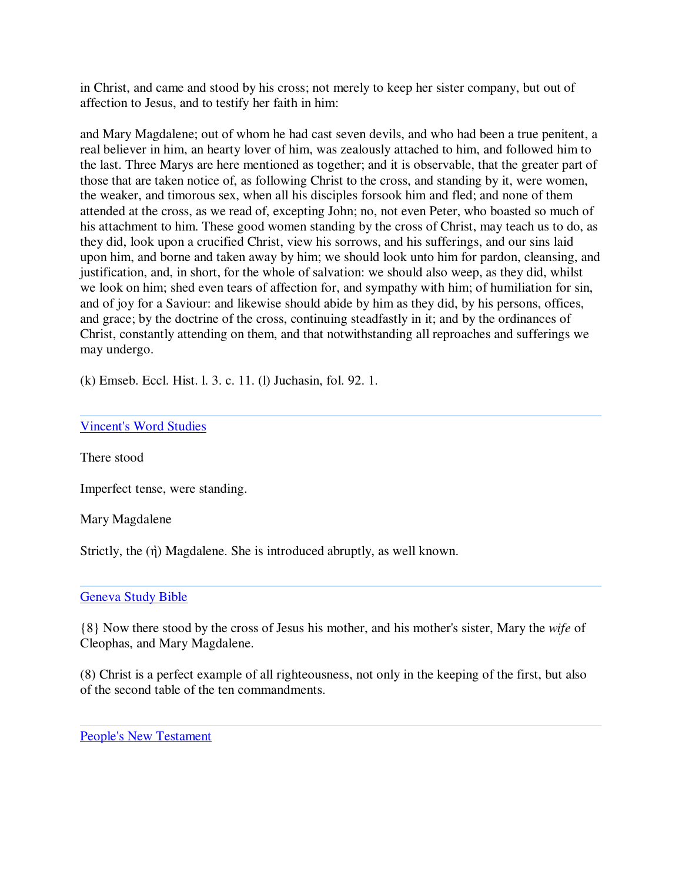in Christ, and came and stood by his cross; not merely to keep her sister company, but out of affection to Jesus, and to testify her faith in him:

and Mary Magdalene; out of whom he had cast seven devils, and who had been a true penitent, a real believer in him, an hearty lover of him, was zealously attached to him, and followed him to the last. Three Marys are here mentioned as together; and it is observable, that the greater part of those that are taken notice of, as following Christ to the cross, and standing by it, were women, the weaker, and timorous sex, when all his disciples forsook him and fled; and none of them attended at the cross, as we read of, excepting John; no, not even Peter, who boasted so much of his attachment to him. These good women standing by the cross of Christ, may teach us to do, as they did, look upon a crucified Christ, view his sorrows, and his sufferings, and our sins laid upon him, and borne and taken away by him; we should look unto him for pardon, cleansing, and justification, and, in short, for the whole of salvation: we should also weep, as they did, whilst we look on him; shed even tears of affection for, and sympathy with him; of humiliation for sin, and of joy for a Saviour: and likewise should abide by him as they did, by his persons, offices, and grace; by the doctrine of the cross, continuing steadfastly in it; and by the ordinances of Christ, constantly attending on them, and that notwithstanding all reproaches and sufferings we may undergo.

(k) Emseb. Eccl. Hist. l. 3. c. 11. (l) Juchasin, fol. 92. 1.

---

Vincent's Word Studies

There stood

Imperfect tense, were standing.

Mary Magdalene

Strictly, the (ἡ) Magdalene. She is introduced abruptly, as well known.

---

Geneva Study Bible

{8} Now there stood by the cross of Jesus his mother, and his mother's sister, Mary the *wife* of Cleophas, and Mary Magdalene.

(8) Christ is a perfect example of all righteousness, not only in the keeping of the first, but also of the second table of the ten commandments.

---

People's New Testament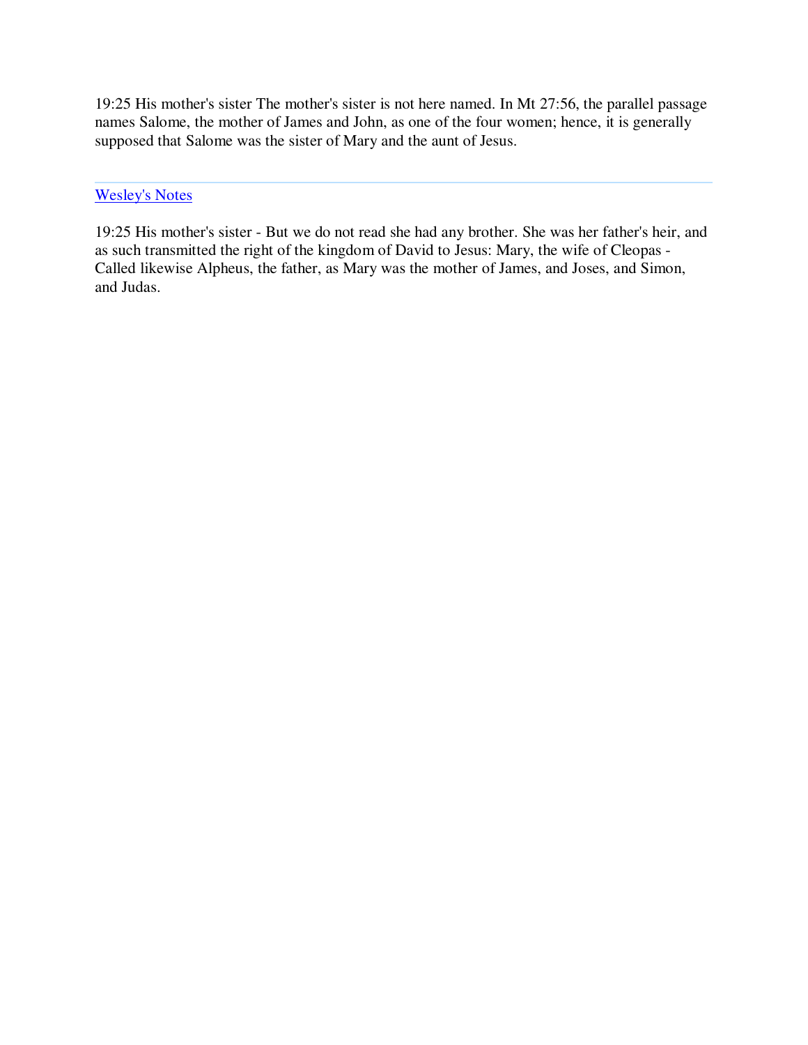19:25 His mother's sister The mother's sister is not here named. In Mt 27:56, the parallel passage names Salome, the mother of James and John, as one of the four women; hence, it is generally supposed that Salome was the sister of Mary and the aunt of Jesus.

---

## Wesley's Notes

19:25 His mother's sister - But we do not read she had any brother. She was her father's heir, and as such transmitted the right of the kingdom of David to Jesus: Mary, the wife of Cleopas - Called likewise Alpheus, the father, as Mary was the mother of James, and Joses, and Simon, and Judas.